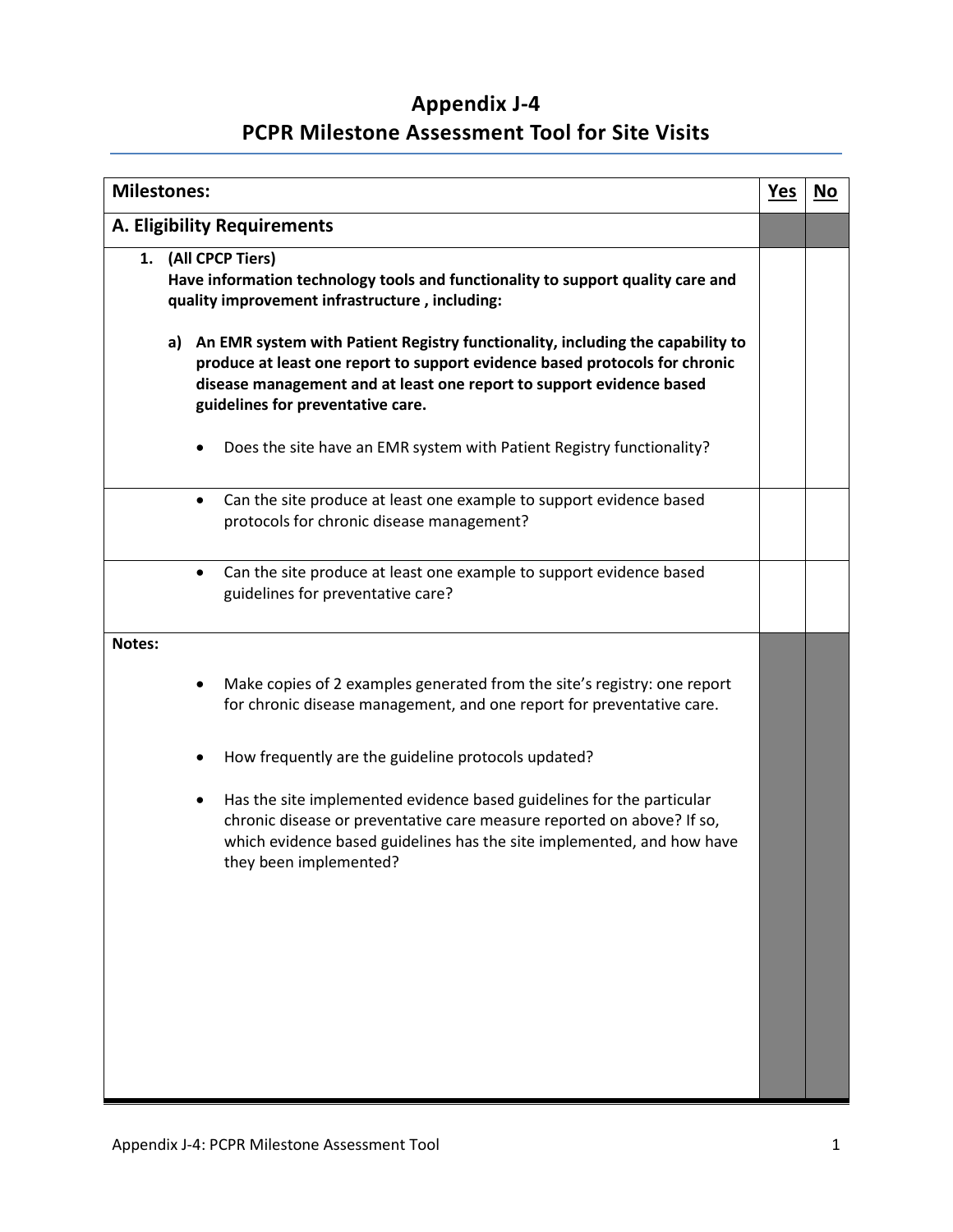# Appendix J-4
# PCPR Milestone Assessment Tool for Site Visits

| Milestones: | Yes | No |
|---|---|---|
| **A. Eligibility Requirements** | | |
| **1. (All CPCP Tiers)**<br>**Have information technology tools and functionality to support quality care and quality improvement infrastructure , including:**<br><br>**a) An EMR system with Patient Registry functionality, including the capability to produce at least one report to support evidence based protocols for chronic disease management and at least one report to support evidence based guidelines for preventative care.**<br><br>• Does the site have an EMR system with Patient Registry functionality? | | |
| • Can the site produce at least one example to support evidence based protocols for chronic disease management? | | |
| • Can the site produce at least one example to support evidence based guidelines for preventative care? | | |
| **Notes:**<br><br>• Make copies of 2 examples generated from the site's registry: one report for chronic disease management, and one report for preventative care.<br><br>• How frequently are the guideline protocols updated?<br><br>• Has the site implemented evidence based guidelines for the particular chronic disease or preventative care measure reported on above? If so, which evidence based guidelines has the site implemented, and how have they been implemented? | | |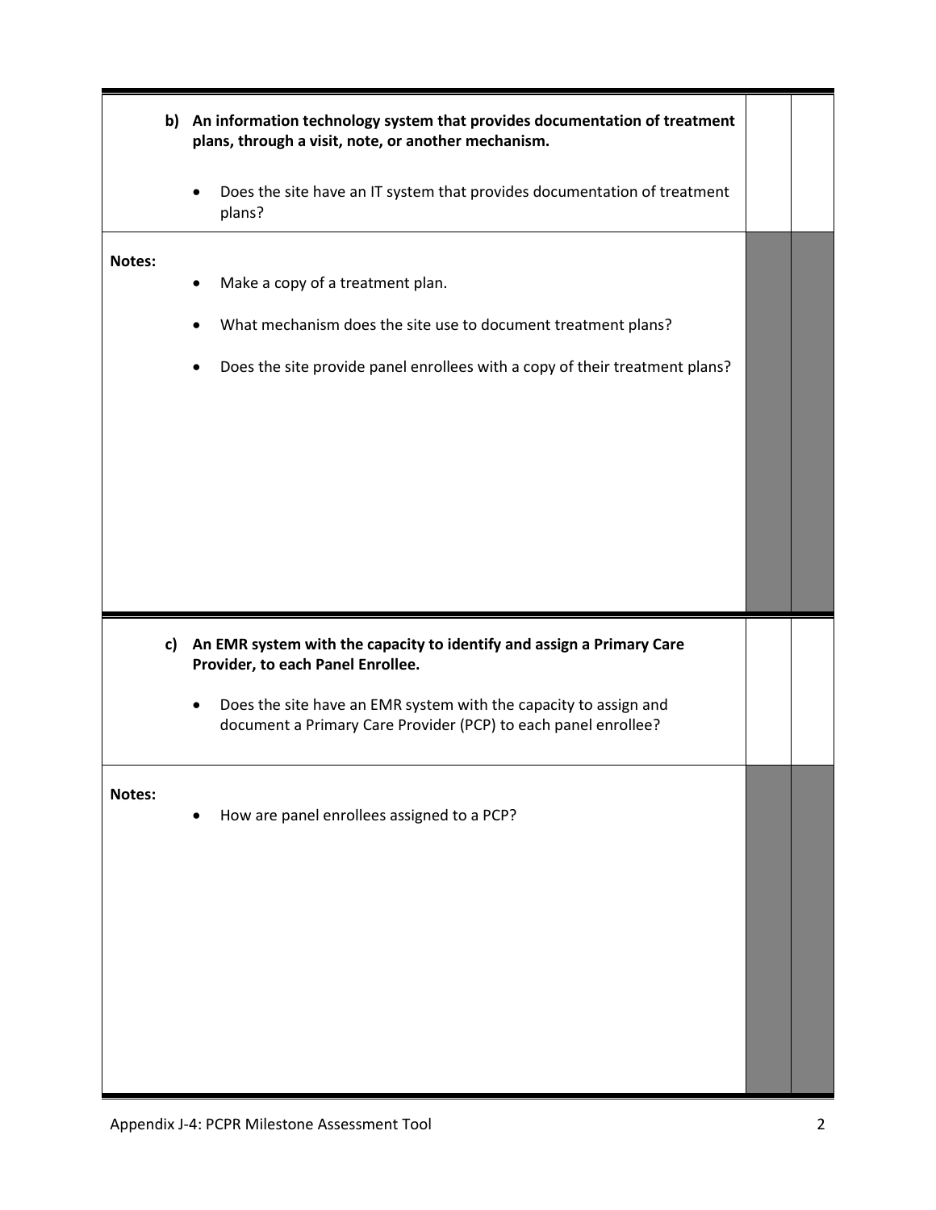| | | |
|---|---|---|
| **b) An information technology system that provides documentation of treatment plans, through a visit, note, or another mechanism.**<br><br>• Does the site have an IT system that provides documentation of treatment plans? | | |
| **Notes:**<br><br>• Make a copy of a treatment plan.<br>• What mechanism does the site use to document treatment plans?<br>• Does the site provide panel enrollees with a copy of their treatment plans? | | |

| | | |
|---|---|---|
| **c) An EMR system with the capacity to identify and assign a Primary Care Provider, to each Panel Enrollee.**<br><br>• Does the site have an EMR system with the capacity to assign and document a Primary Care Provider (PCP) to each panel enrollee? | | |
| **Notes:**<br><br>• How are panel enrollees assigned to a PCP? | | |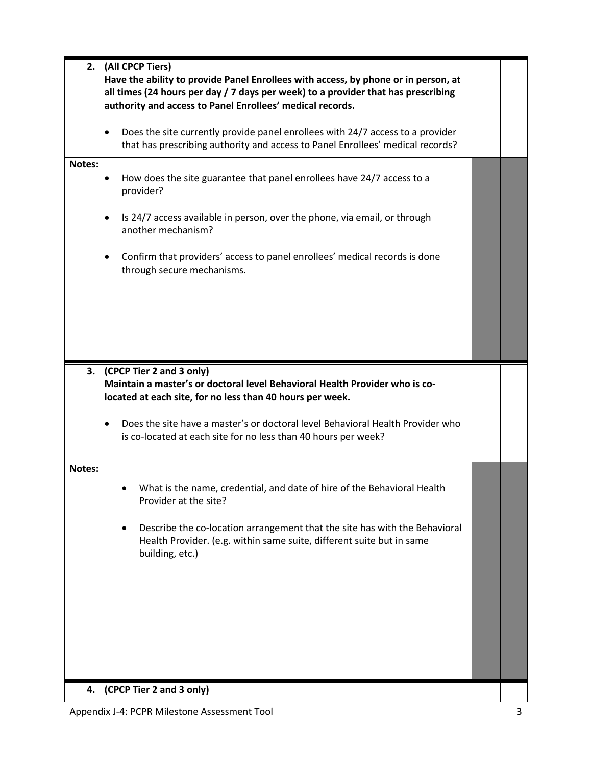| | | |
|---|---|---|
| **2. (All CPCP Tiers)**<br>**Have the ability to provide Panel Enrollees with access, by phone or in person, at all times (24 hours per day / 7 days per week) to a provider that has prescribing authority and access to Panel Enrollees' medical records.**<br><br>• Does the site currently provide panel enrollees with 24/7 access to a provider that has prescribing authority and access to Panel Enrollees' medical records? | | |
| **Notes:**<br>• How does the site guarantee that panel enrollees have 24/7 access to a provider?<br><br>• Is 24/7 access available in person, over the phone, via email, or through another mechanism?<br><br>• Confirm that providers' access to panel enrollees' medical records is done through secure mechanisms. | | |
| **3. (CPCP Tier 2 and 3 only)**<br>**Maintain a master's or doctoral level Behavioral Health Provider who is co-located at each site, for no less than 40 hours per week.**<br><br>• Does the site have a master's or doctoral level Behavioral Health Provider who is co-located at each site for no less than 40 hours per week? | | |
| **Notes:**<br>• What is the name, credential, and date of hire of the Behavioral Health Provider at the site?<br><br>• Describe the co-location arrangement that the site has with the Behavioral Health Provider. (e.g. within same suite, different suite but in same building, etc.) | | |
| **4. (CPCP Tier 2 and 3 only)** | | |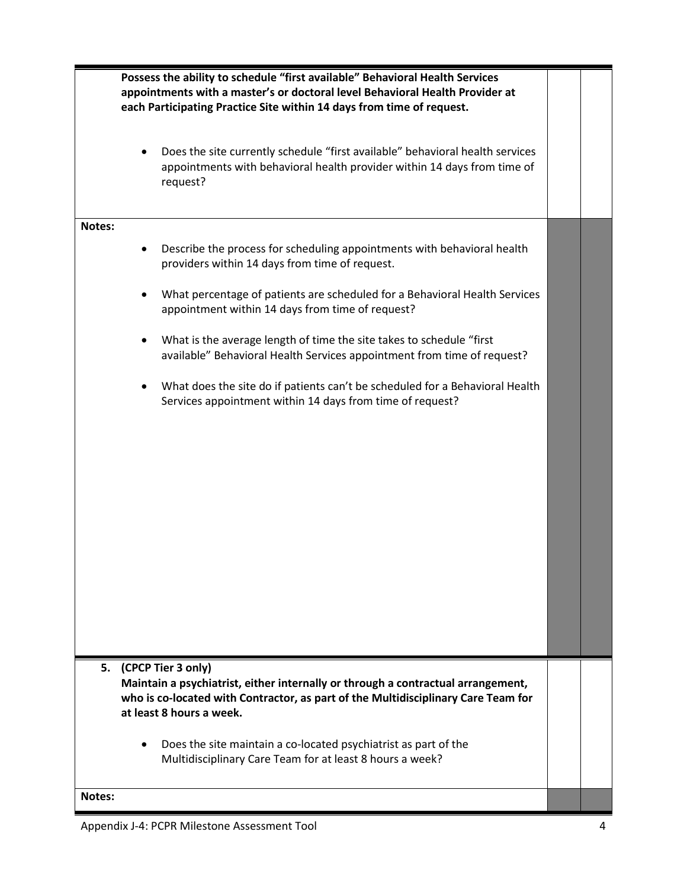| | | |
|---|---|---|
| **Possess the ability to schedule "first available" Behavioral Health Services appointments with a master's or doctoral level Behavioral Health Provider at each Participating Practice Site within 14 days from time of request.**<br><br>• Does the site currently schedule "first available" behavioral health services appointments with behavioral health provider within 14 days from time of request? | | |
| **Notes:**<br><br>• Describe the process for scheduling appointments with behavioral health providers within 14 days from time of request.<br>• What percentage of patients are scheduled for a Behavioral Health Services appointment within 14 days from time of request?<br>• What is the average length of time the site takes to schedule "first available" Behavioral Health Services appointment from time of request?<br>• What does the site do if patients can't be scheduled for a Behavioral Health Services appointment within 14 days from time of request? | | |
| **5. (CPCP Tier 3 only)**<br>**Maintain a psychiatrist, either internally or through a contractual arrangement, who is co-located with Contractor, as part of the Multidisciplinary Care Team for at least 8 hours a week.**<br><br>• Does the site maintain a co-located psychiatrist as part of the Multidisciplinary Care Team for at least 8 hours a week? | | |
| **Notes:** | | |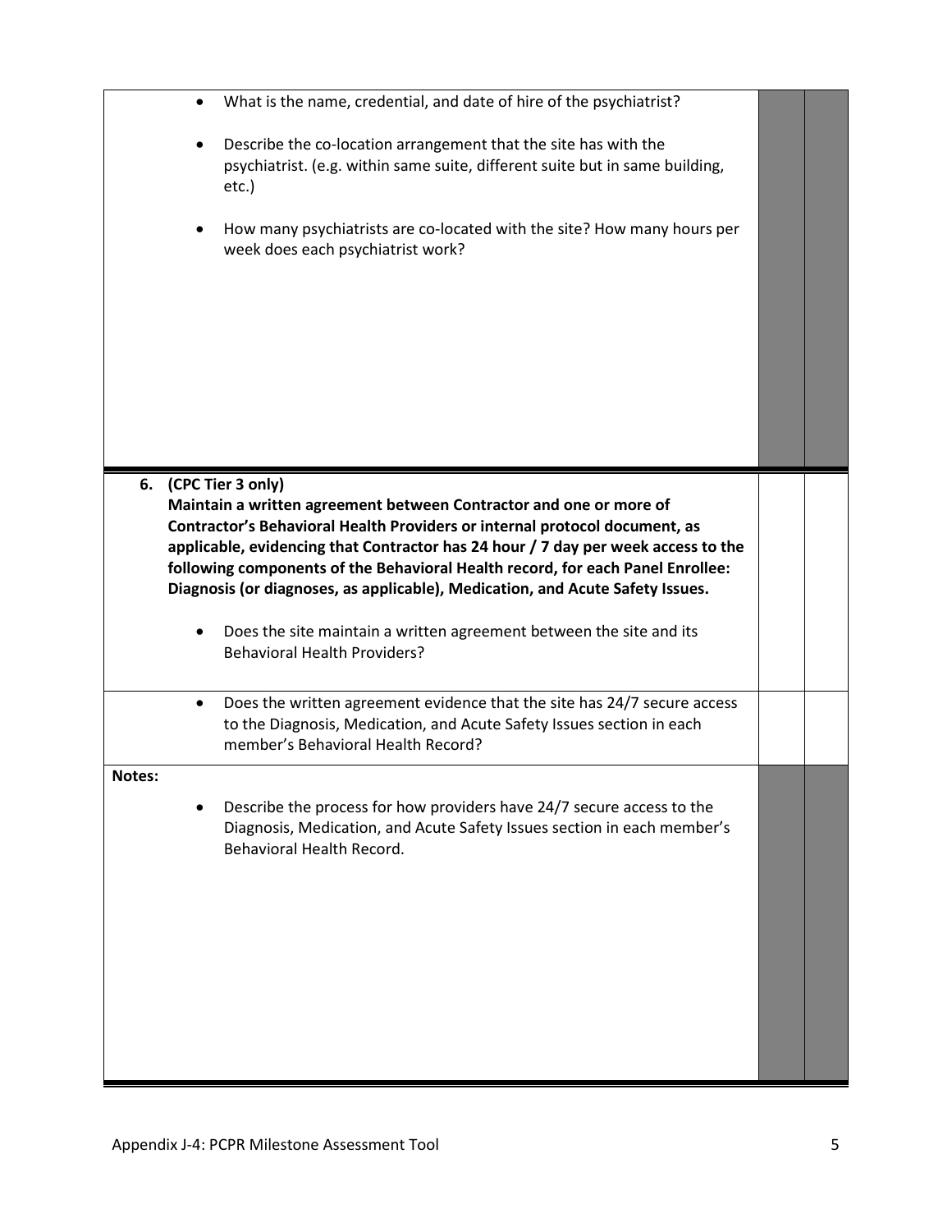| | | |
|---|---|---|
| • What is the name, credential, and date of hire of the psychiatrist?<br><br>• Describe the co-location arrangement that the site has with the psychiatrist. (e.g. within same suite, different suite but in same building, etc.)<br><br>• How many psychiatrists are co-located with the site? How many hours per week does each psychiatrist work? | | |
| **6. (CPC Tier 3 only)**<br>**Maintain a written agreement between Contractor and one or more of Contractor's Behavioral Health Providers or internal protocol document, as applicable, evidencing that Contractor has 24 hour / 7 day per week access to the following components of the Behavioral Health record, for each Panel Enrollee: Diagnosis (or diagnoses, as applicable), Medication, and Acute Safety Issues.**<br><br>• Does the site maintain a written agreement between the site and its Behavioral Health Providers? | | |
| • Does the written agreement evidence that the site has 24/7 secure access to the Diagnosis, Medication, and Acute Safety Issues section in each member's Behavioral Health Record? | | |
| **Notes:**<br><br>• Describe the process for how providers have 24/7 secure access to the Diagnosis, Medication, and Acute Safety Issues section in each member's Behavioral Health Record. | | |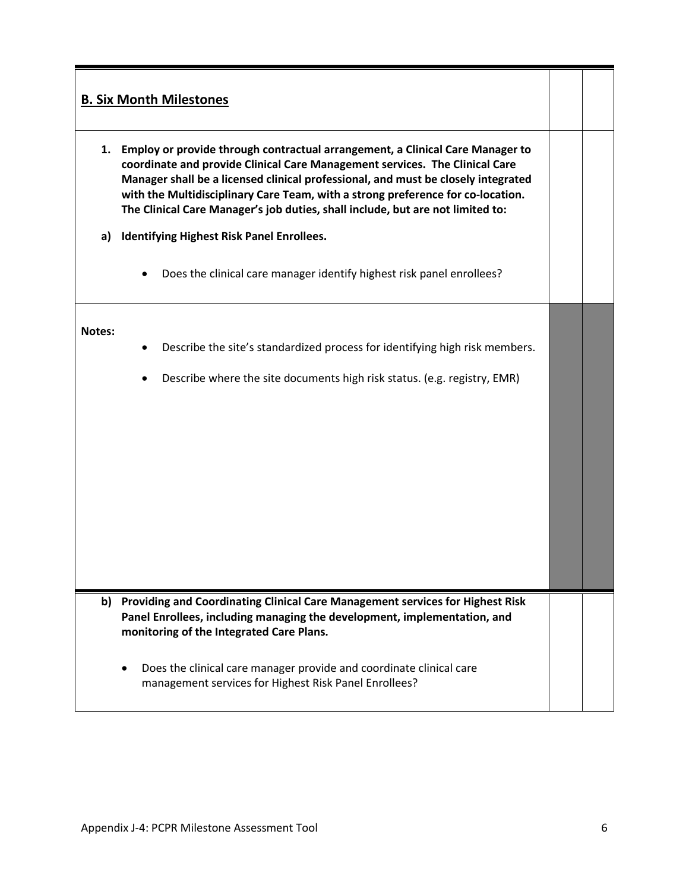## B. Six Month Milestones

1. **Employ or provide through contractual arrangement, a Clinical Care Manager to coordinate and provide Clinical Care Management services. The Clinical Care Manager shall be a licensed clinical professional, and must be closely integrated with the Multidisciplinary Care Team, with a strong preference for co-location. The Clinical Care Manager's job duties, shall include, but are not limited to:**

a) **Identifying Highest Risk Panel Enrollees.**

- Does the clinical care manager identify highest risk panel enrollees?

**Notes:**

- Describe the site's standardized process for identifying high risk members.
- Describe where the site documents high risk status. (e.g. registry, EMR)

b) **Providing and Coordinating Clinical Care Management services for Highest Risk Panel Enrollees, including managing the development, implementation, and monitoring of the Integrated Care Plans.**

- Does the clinical care manager provide and coordinate clinical care management services for Highest Risk Panel Enrollees?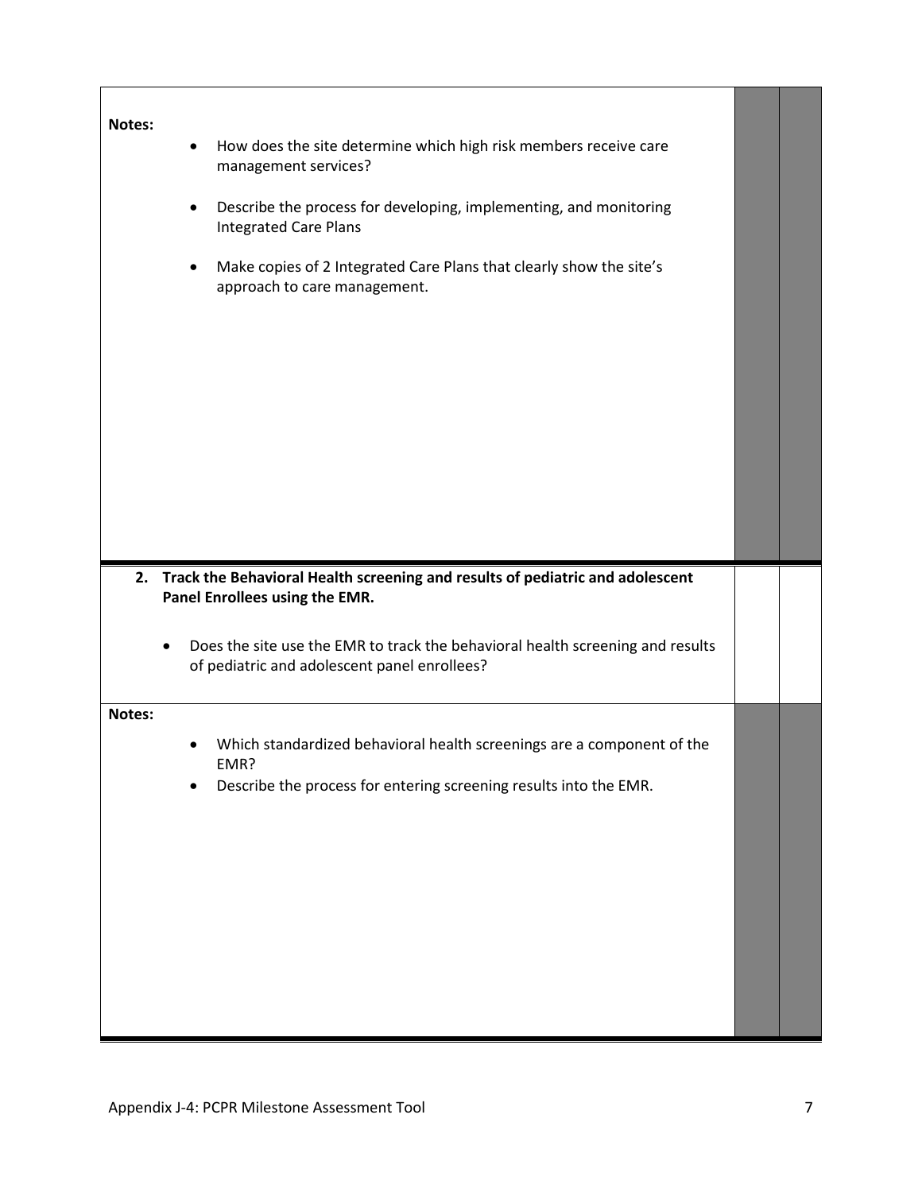**Notes:**

- How does the site determine which high risk members receive care management services?
- Describe the process for developing, implementing, and monitoring Integrated Care Plans
- Make copies of 2 Integrated Care Plans that clearly show the site's approach to care management.

| | | |
|---|---|---|
| **2. Track the Behavioral Health screening and results of pediatric and adolescent Panel Enrollees using the EMR.**<br><br>• Does the site use the EMR to track the behavioral health screening and results of pediatric and adolescent panel enrollees? | | |

**Notes:**

- Which standardized behavioral health screenings are a component of the EMR?
- Describe the process for entering screening results into the EMR.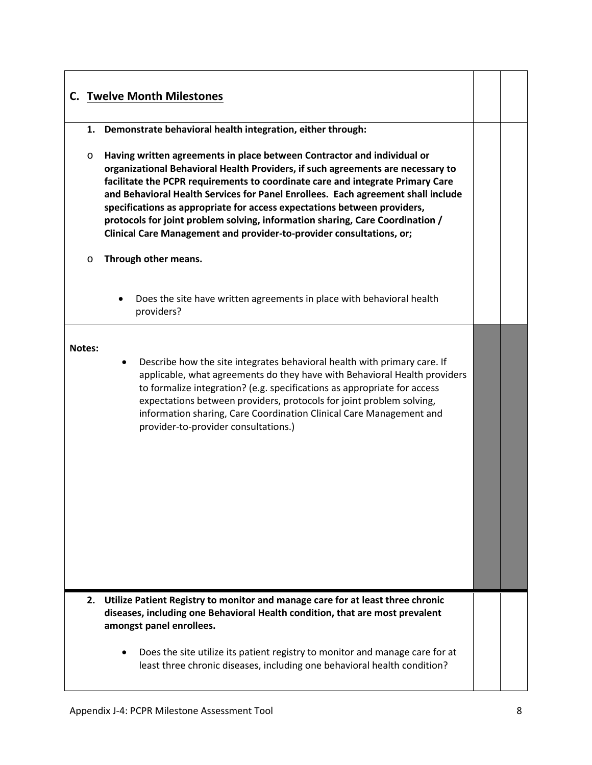## C. Twelve Month Milestones

**1. Demonstrate behavioral health integration, either through:**

- **Having written agreements in place between Contractor and individual or organizational Behavioral Health Providers, if such agreements are necessary to facilitate the PCPR requirements to coordinate care and integrate Primary Care and Behavioral Health Services for Panel Enrollees. Each agreement shall include specifications as appropriate for access expectations between providers, protocols for joint problem solving, information sharing, Care Coordination / Clinical Care Management and provider-to-provider consultations, or;**

- **Through other means.**

  - Does the site have written agreements in place with behavioral health providers?

**Notes:**

- Describe how the site integrates behavioral health with primary care. If applicable, what agreements do they have with Behavioral Health providers to formalize integration? (e.g. specifications as appropriate for access expectations between providers, protocols for joint problem solving, information sharing, Care Coordination Clinical Care Management and provider-to-provider consultations.)

**2. Utilize Patient Registry to monitor and manage care for at least three chronic diseases, including one Behavioral Health condition, that are most prevalent amongst panel enrollees.**

- Does the site utilize its patient registry to monitor and manage care for at least three chronic diseases, including one behavioral health condition?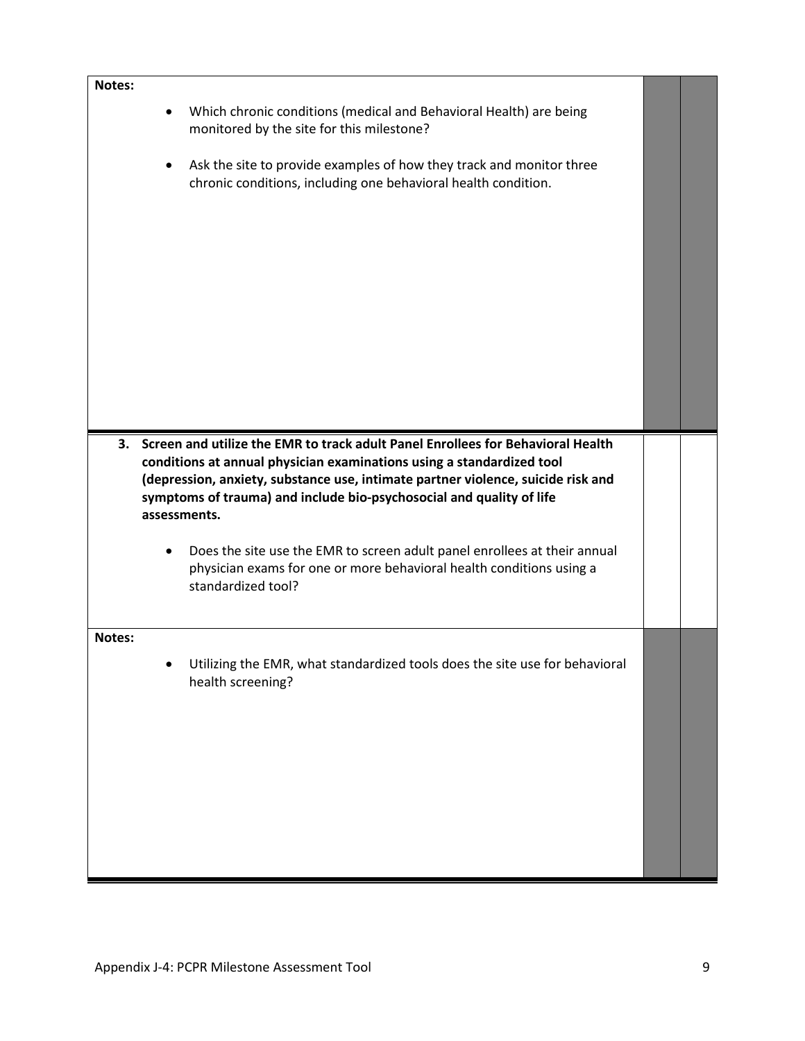**Notes:**

- Which chronic conditions (medical and Behavioral Health) are being monitored by the site for this milestone?
- Ask the site to provide examples of how they track and monitor three chronic conditions, including one behavioral health condition.

**3. Screen and utilize the EMR to track adult Panel Enrollees for Behavioral Health conditions at annual physician examinations using a standardized tool (depression, anxiety, substance use, intimate partner violence, suicide risk and symptoms of trauma) and include bio-psychosocial and quality of life assessments.**

- Does the site use the EMR to screen adult panel enrollees at their annual physician exams for one or more behavioral health conditions using a standardized tool?

**Notes:**

- Utilizing the EMR, what standardized tools does the site use for behavioral health screening?